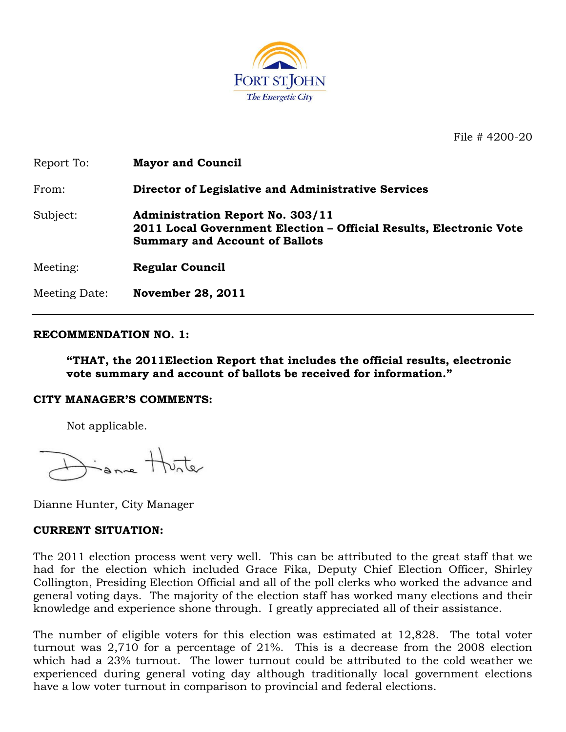File # 4200-20

| | |
|---|---|
| Report To: | **Mayor and Council** |
| From: | **Director of Legislative and Administrative Services** |
| Subject: | **Administration Report No. 303/11**<br>**2011 Local Government Election – Official Results, Electronic Vote Summary and Account of Ballots** |
| Meeting: | **Regular Council** |
| Meeting Date: | **November 28, 2011** |

---

**RECOMMENDATION NO. 1:**

> **"THAT, the 2011Election Report that includes the official results, electronic vote summary and account of ballots be received for information."**

**CITY MANAGER'S COMMENTS:**

Not applicable.

Dianne Hunter, City Manager

**CURRENT SITUATION:**

The 2011 election process went very well. This can be attributed to the great staff that we had for the election which included Grace Fika, Deputy Chief Election Officer, Shirley Collington, Presiding Election Official and all of the poll clerks who worked the advance and general voting days. The majority of the election staff has worked many elections and their knowledge and experience shone through. I greatly appreciated all of their assistance.

The number of eligible voters for this election was estimated at 12,828. The total voter turnout was 2,710 for a percentage of 21%. This is a decrease from the 2008 election which had a 23% turnout. The lower turnout could be attributed to the cold weather we experienced during general voting day although traditionally local government elections have a low voter turnout in comparison to provincial and federal elections.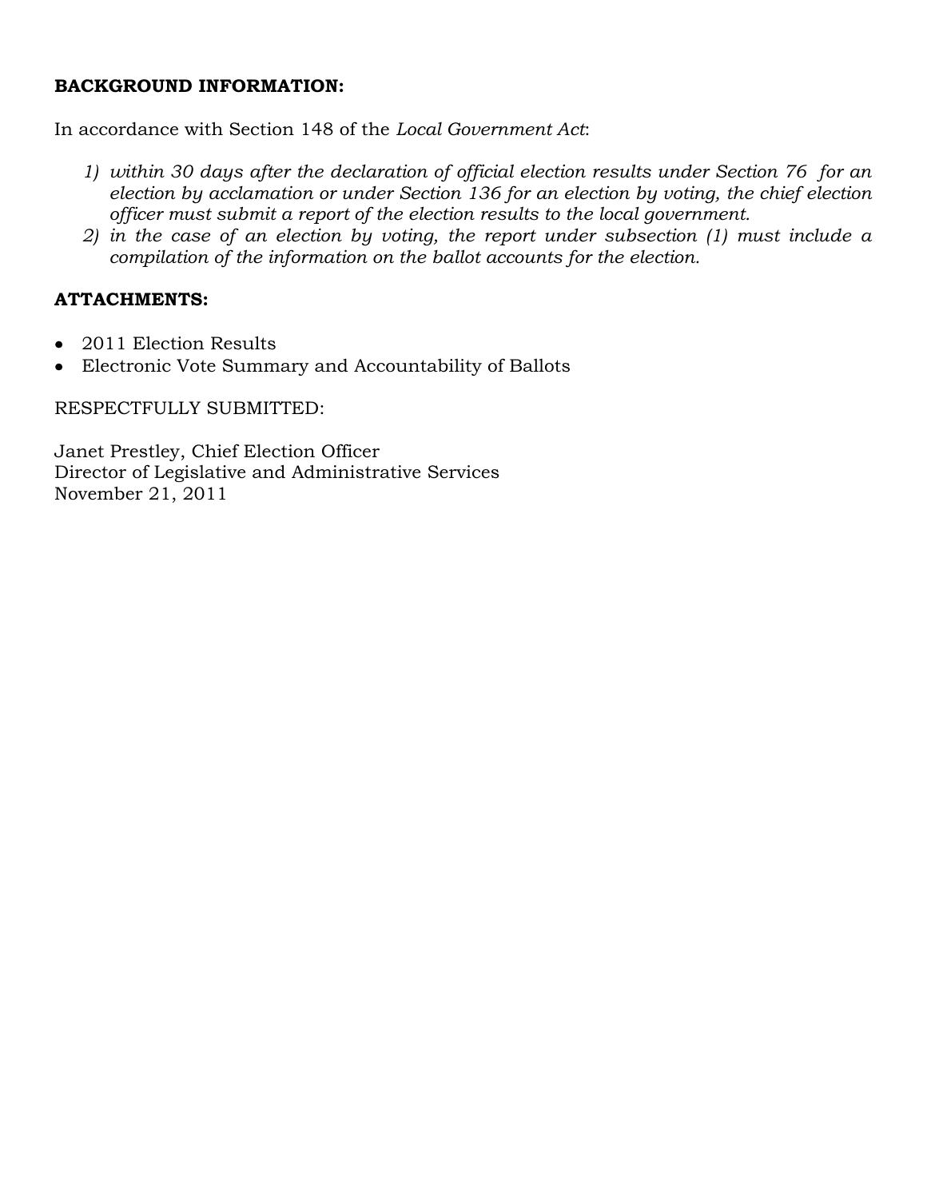**BACKGROUND INFORMATION:**

In accordance with Section 148 of the *Local Government Act*:

1) *within 30 days after the declaration of official election results under Section 76 for an election by acclamation or under Section 136 for an election by voting, the chief election officer must submit a report of the election results to the local government.*
2) *in the case of an election by voting, the report under subsection (1) must include a compilation of the information on the ballot accounts for the election.*

**ATTACHMENTS:**

- 2011 Election Results
- Electronic Vote Summary and Accountability of Ballots

RESPECTFULLY SUBMITTED:

Janet Prestley, Chief Election Officer
Director of Legislative and Administrative Services
November 21, 2011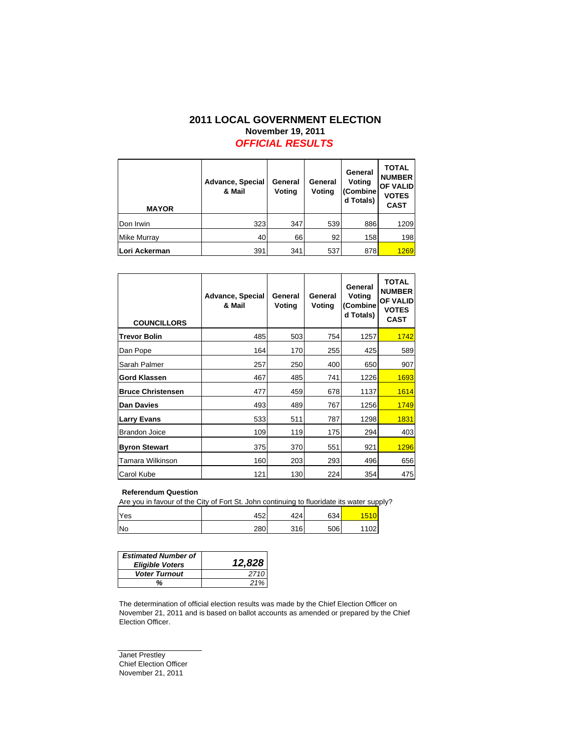# 2011 LOCAL GOVERNMENT ELECTION

**November 19, 2011**

***OFFICIAL RESULTS***

| MAYOR | Advance, Special & Mail | General Voting | General Voting | General Voting (Combined Totals) | TOTAL NUMBER OF VALID VOTES CAST |
|---|---|---|---|---|---|
| Don Irwin | 323 | 347 | 539 | 886 | 1209 |
| Mike Murray | 40 | 66 | 92 | 158 | 198 |
| **Lori Ackerman** | 391 | 341 | 537 | 878 | 1269 |

| COUNCILLORS | Advance, Special & Mail | General Voting | General Voting | General Voting (Combined Totals) | TOTAL NUMBER OF VALID VOTES CAST |
|---|---|---|---|---|---|
| **Trevor Bolin** | 485 | 503 | 754 | 1257 | 1742 |
| Dan Pope | 164 | 170 | 255 | 425 | 589 |
| Sarah Palmer | 257 | 250 | 400 | 650 | 907 |
| **Gord Klassen** | 467 | 485 | 741 | 1226 | 1693 |
| **Bruce Christensen** | 477 | 459 | 678 | 1137 | 1614 |
| **Dan Davies** | 493 | 489 | 767 | 1256 | 1749 |
| **Larry Evans** | 533 | 511 | 787 | 1298 | 1831 |
| Brandon Joice | 109 | 119 | 175 | 294 | 403 |
| **Byron Stewart** | 375 | 370 | 551 | 921 | 1296 |
| Tamara Wilkinson | 160 | 203 | 293 | 496 | 656 |
| Carol Kube | 121 | 130 | 224 | 354 | 475 |

**Referendum Question**

Are you in favour of the City of Fort St. John continuing to fluoridate its water supply?

| | | | | |
|---|---|---|---|---|
| Yes | 452 | 424 | 634 | 1510 |
| No | 280 | 316 | 506 | 1102 |

| | |
|---|---|
| ***Estimated Number of Eligible Voters*** | ***12,828*** |
| ***Voter Turnout*** | *2710* |
| ***%*** | *21%* |

The determination of official election results was made by the Chief Election Officer on November 21, 2011 and is based on ballot accounts as amended or prepared by the Chief Election Officer.

Janet Prestley
Chief Election Officer
November 21, 2011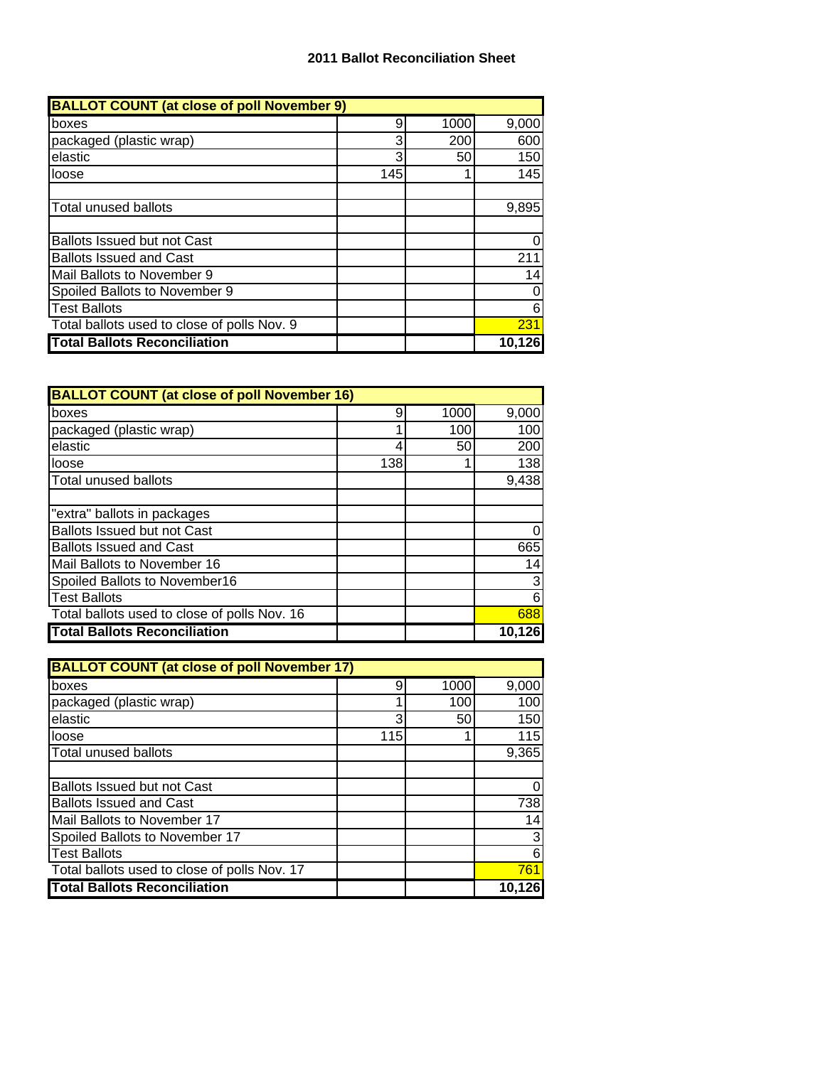# 2011 Ballot Reconciliation Sheet

| BALLOT COUNT (at close of poll November 9) | | | |
|---|---|---|---|
| boxes | 9 | 1000 | 9,000 |
| packaged (plastic wrap) | 3 | 200 | 600 |
| elastic | 3 | 50 | 150 |
| loose | 145 | 1 | 145 |
| | | | |
| Total unused ballots | | | 9,895 |
| | | | |
| Ballots Issued but not Cast | | | 0 |
| Ballots Issued and Cast | | | 211 |
| Mail Ballots to November 9 | | | 14 |
| Spoiled Ballots to November 9 | | | 0 |
| Test Ballots | | | 6 |
| Total ballots used to close of polls Nov. 9 | | | 231 |
| **Total Ballots Reconciliation** | | | **10,126** |

| BALLOT COUNT (at close of poll November 16) | | | |
|---|---|---|---|
| boxes | 9 | 1000 | 9,000 |
| packaged (plastic wrap) | 1 | 100 | 100 |
| elastic | 4 | 50 | 200 |
| loose | 138 | 1 | 138 |
| Total unused ballots | | | 9,438 |
| | | | |
| "extra" ballots in packages | | | |
| Ballots Issued but not Cast | | | 0 |
| Ballots Issued and Cast | | | 665 |
| Mail Ballots to November 16 | | | 14 |
| Spoiled Ballots to November16 | | | 3 |
| Test Ballots | | | 6 |
| Total ballots used to close of polls Nov. 16 | | | 688 |
| **Total Ballots Reconciliation** | | | **10,126** |

| BALLOT COUNT (at close of poll November 17) | | | |
|---|---|---|---|
| boxes | 9 | 1000 | 9,000 |
| packaged (plastic wrap) | 1 | 100 | 100 |
| elastic | 3 | 50 | 150 |
| loose | 115 | 1 | 115 |
| Total unused ballots | | | 9,365 |
| | | | |
| Ballots Issued but not Cast | | | 0 |
| Ballots Issued and Cast | | | 738 |
| Mail Ballots to November 17 | | | 14 |
| Spoiled Ballots to November 17 | | | 3 |
| Test Ballots | | | 6 |
| Total ballots used to close of polls Nov. 17 | | | 761 |
| **Total Ballots Reconciliation** | | | **10,126** |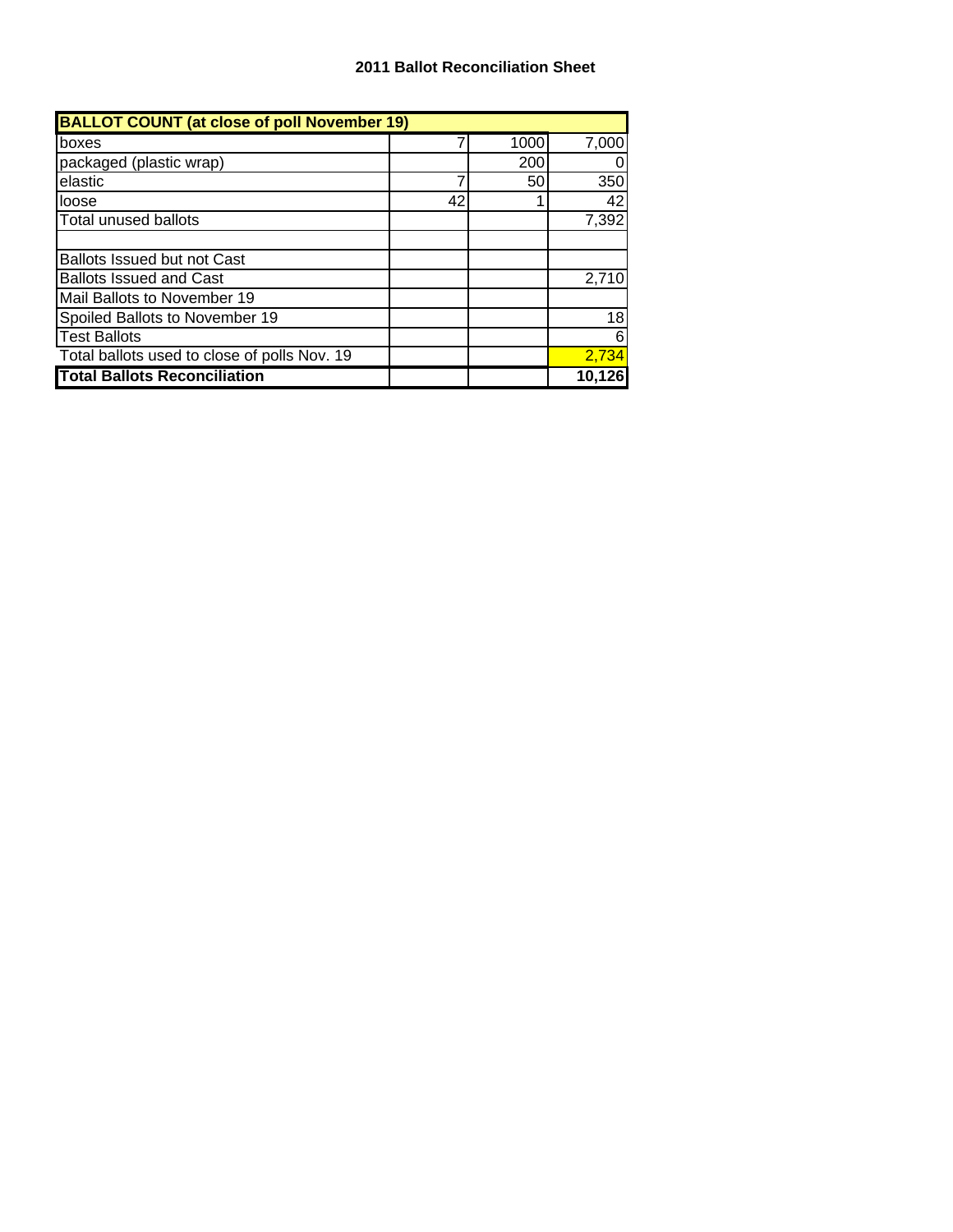### 2011 Ballot Reconciliation Sheet

| **BALLOT COUNT (at close of poll November 19)** | | | |
|---|---|---|---|
| boxes | 7 | 1000 | 7,000 |
| packaged (plastic wrap) | | 200 | 0 |
| elastic | 7 | 50 | 350 |
| loose | 42 | 1 | 42 |
| Total unused ballots | | | 7,392 |
| | | | |
| Ballots Issued but not Cast | | | |
| Ballots Issued and Cast | | | 2,710 |
| Mail Ballots to November 19 | | | |
| Spoiled Ballots to November 19 | | | 18 |
| Test Ballots | | | 6 |
| Total ballots used to close of polls Nov. 19 | | | 2,734 |
| **Total Ballots Reconciliation** | | | **10,126** |